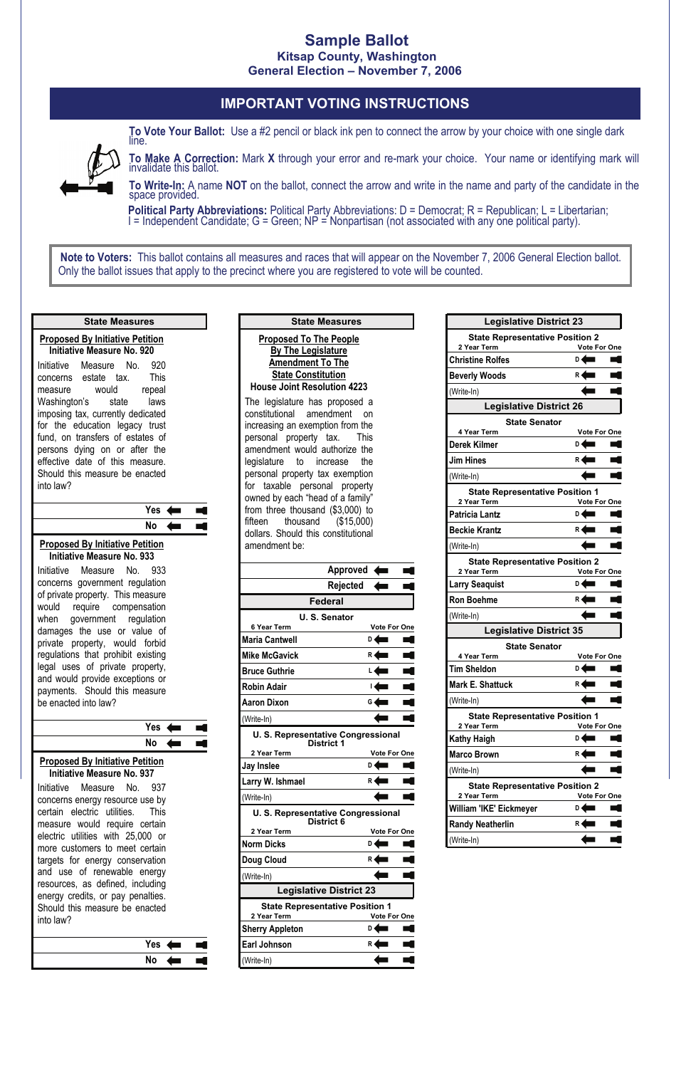# Sample Ballot

## Kitsap County, Washington

## General Election – November 7, 2006

## IMPORTANT VOTING INSTRUCTIONS

**To Vote Your Ballot:** Use a #2 pencil or black ink pen to connect the arrow by your choice with one single dark line.

**To Make A Correction:** Mark **X** through your error and re-mark your choice. Your name or identifying mark will invalidate this ballot.

**To Write-In:** A name **NOT** on the ballot, connect the arrow and write in the name and party of the candidate in the space provided.

**Political Party Abbreviations:** Political Party Abbreviations: D = Democrat; R = Republican; L = Libertarian; I = Independent Candidate; G = Green; NP = Nonpartisan (not associated with any one political party).

**Note to Voters:** This ballot contains all measures and races that will appear on the November 7, 2006 General Election ballot. Only the ballot issues that apply to the precinct where you are registered to vote will be counted.

### State Measures

**Proposed By Initiative Petition**

**Initiative Measure No. 920**

Initiative Measure No. 920 concerns estate tax. This measure would repeal Washington's state laws imposing tax, currently dedicated for the education legacy trust fund, on transfers of estates of persons dying on or after the effective date of this measure. Should this measure be enacted into law?

- Yes
- No

**Proposed By Initiative Petition**

**Initiative Measure No. 933**

Initiative Measure No. 933 concerns government regulation of private property. This measure would require compensation when government regulation damages the use or value of private property, would forbid regulations that prohibit existing legal uses of private property, and would provide exceptions or payments. Should this measure be enacted into law?

- Yes
- No

**Proposed By Initiative Petition**

**Initiative Measure No. 937**

Initiative Measure No. 937 concerns energy resource use by certain electric utilities. This measure would require electric utilities with 25,000 or more customers to meet certain targets for energy conservation and use of renewable energy resources, as defined, including energy credits, or pay penalties. Should this measure be enacted into law?

- Yes
- No

### State Measures

**Proposed To The People By The Legislature Amendment To The State Constitution**

**House Joint Resolution 4223**

The legislature has proposed a constitutional amendment on increasing an exemption from the personal property tax. This amendment would authorize the legislature to increase the personal property tax exemption for taxable personal property owned by each "head of a family" from three thousand ($3,000) to fifteen thousand ($15,000) dollars. Should this constitutional amendment be:

- Approved
- Rejected

### Federal

**U. S. Senator**

6 Year Term — Vote For One

| Candidate | Party |
|---|---|
| Maria Cantwell | D |
| Mike McGavick | R |
| Bruce Guthrie | L |
| Robin Adair | I |
| Aaron Dixon | G |
| (Write-In) | |

**U. S. Representative Congressional District 1**

2 Year Term — Vote For One

| Candidate | Party |
|---|---|
| Jay Inslee | D |
| Larry W. Ishmael | R |
| (Write-In) | |

**U. S. Representative Congressional District 6**

2 Year Term — Vote For One

| Candidate | Party |
|---|---|
| Norm Dicks | D |
| Doug Cloud | R |
| (Write-In) | |

### Legislative District 23

**State Representative Position 1**

2 Year Term — Vote For One

| Candidate | Party |
|---|---|
| Sherry Appleton | D |
| Earl Johnson | R |
| (Write-In) | |

**State Representative Position 2**

2 Year Term — Vote For One

| Candidate | Party |
|---|---|
| Christine Rolfes | D |
| Beverly Woods | R |
| (Write-In) | |

### Legislative District 26

**State Senator**

4 Year Term — Vote For One

| Candidate | Party |
|---|---|
| Derek Kilmer | D |
| Jim Hines | R |
| (Write-In) | |

**State Representative Position 1**

2 Year Term — Vote For One

| Candidate | Party |
|---|---|
| Patricia Lantz | D |
| Beckie Krantz | R |
| (Write-In) | |

**State Representative Position 2**

2 Year Term — Vote For One

| Candidate | Party |
|---|---|
| Larry Seaquist | D |
| Ron Boehme | R |
| (Write-In) | |

### Legislative District 35

**State Senator**

4 Year Term — Vote For One

| Candidate | Party |
|---|---|
| Tim Sheldon | D |
| Mark E. Shattuck | R |
| (Write-In) | |

**State Representative Position 1**

2 Year Term — Vote For One

| Candidate | Party |
|---|---|
| Kathy Haigh | D |
| Marco Brown | R |
| (Write-In) | |

**State Representative Position 2**

2 Year Term — Vote For One

| Candidate | Party |
|---|---|
| William 'IKE' Eickmeyer | D |
| Randy Neatherlin | R |
| (Write-In) | |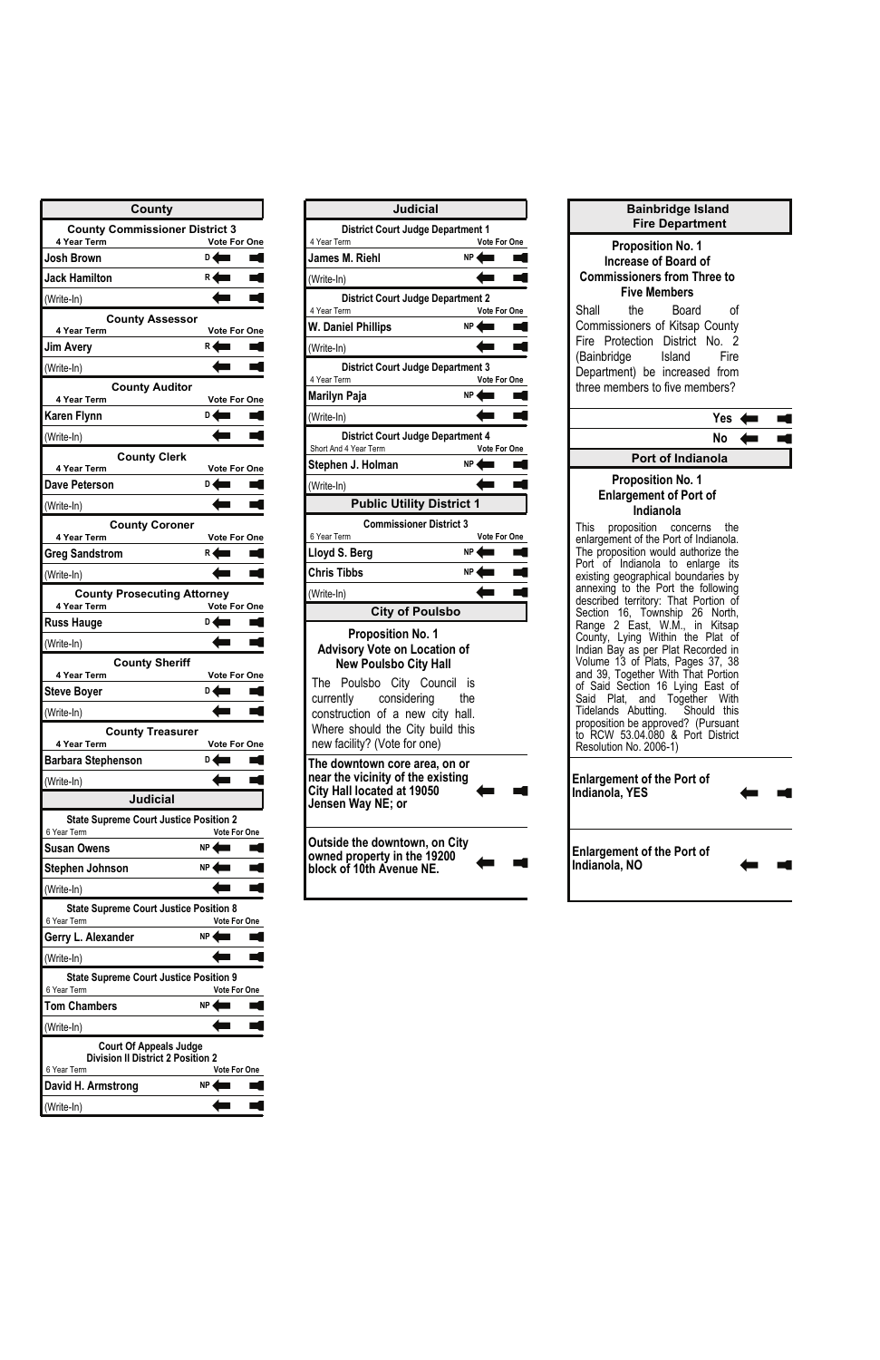## County

### County Commissioner District 3

4 Year Term — Vote For One

| Candidate | Party |
|---|---|
| Josh Brown | D |
| Jack Hamilton | R |
| (Write-In) | |

### County Assessor

4 Year Term — Vote For One

| Candidate | Party |
|---|---|
| Jim Avery | R |
| (Write-In) | |

### County Auditor

4 Year Term — Vote For One

| Candidate | Party |
|---|---|
| Karen Flynn | D |
| (Write-In) | |

### County Clerk

4 Year Term — Vote For One

| Candidate | Party |
|---|---|
| Dave Peterson | D |
| (Write-In) | |

### County Coroner

4 Year Term — Vote For One

| Candidate | Party |
|---|---|
| Greg Sandstrom | R |
| (Write-In) | |

### County Prosecuting Attorney

4 Year Term — Vote For One

| Candidate | Party |
|---|---|
| Russ Hauge | D |
| (Write-In) | |

### County Sheriff

4 Year Term — Vote For One

| Candidate | Party |
|---|---|
| Steve Boyer | D |
| (Write-In) | |

### County Treasurer

4 Year Term — Vote For One

| Candidate | Party |
|---|---|
| Barbara Stephenson | D |
| (Write-In) | |

## Judicial

### State Supreme Court Justice Position 2

6 Year Term — Vote For One

| Candidate | Party |
|---|---|
| Susan Owens | NP |
| Stephen Johnson | NP |
| (Write-In) | |

### State Supreme Court Justice Position 8

6 Year Term — Vote For One

| Candidate | Party |
|---|---|
| Gerry L. Alexander | NP |
| (Write-In) | |

### State Supreme Court Justice Position 9

6 Year Term — Vote For One

| Candidate | Party |
|---|---|
| Tom Chambers | NP |
| (Write-In) | |

### Court Of Appeals Judge Division II District 2 Position 2

6 Year Term — Vote For One

| Candidate | Party |
|---|---|
| David H. Armstrong | NP |
| (Write-In) | |

## Judicial

### District Court Judge Department 1

4 Year Term — Vote For One

| Candidate | Party |
|---|---|
| James M. Riehl | NP |
| (Write-In) | |

### District Court Judge Department 2

4 Year Term — Vote For One

| Candidate | Party |
|---|---|
| W. Daniel Phillips | NP |
| (Write-In) | |

### District Court Judge Department 3

4 Year Term — Vote For One

| Candidate | Party |
|---|---|
| Marilyn Paja | NP |
| (Write-In) | |

### District Court Judge Department 4

Short And 4 Year Term — Vote For One

| Candidate | Party |
|---|---|
| Stephen J. Holman | NP |
| (Write-In) | |

## Public Utility District 1

### Commissioner District 3

6 Year Term — Vote For One

| Candidate | Party |
|---|---|
| Lloyd S. Berg | NP |
| Chris Tibbs | NP |
| (Write-In) | |

## City of Poulsbo

### Proposition No. 1
### Advisory Vote on Location of New Poulsbo City Hall

The Poulsbo City Council is currently considering the construction of a new city hall. Where should the City build this new facility? (Vote for one)

- **The downtown core area, on or near the vicinity of the existing City Hall located at 19050 Jensen Way NE; or**
- **Outside the downtown, on City owned property in the 19200 block of 10th Avenue NE.**

## Bainbridge Island Fire Department

### Proposition No. 1
### Increase of Board of Commissioners from Three to Five Members

Shall the Board of Commissioners of Kitsap County Fire Protection District No. 2 (Bainbridge Island Fire Department) be increased from three members to five members?

- **Yes**
- **No**

## Port of Indianola

### Proposition No. 1
### Enlargement of Port of Indianola

This proposition concerns the enlargement of the Port of Indianola. The proposition would authorize the Port of Indianola to enlarge its existing geographical boundaries by annexing to the Port the following described territory: That Portion of Section 16, Township 26 North, Range 2 East, W.M., in Kitsap County, Lying Within the Plat of Indian Bay as per Plat Recorded in Volume 13 of Plats, Pages 37, 38 and 39, Together With That Portion of Said Section 16 Lying East of Said Plat, and Together With Tidelands Abutting. Should this proposition be approved? (Pursuant to RCW 53.04.080 & Port District Resolution No. 2006-1)

- **Enlargement of the Port of Indianola, YES**
- **Enlargement of the Port of Indianola, NO**